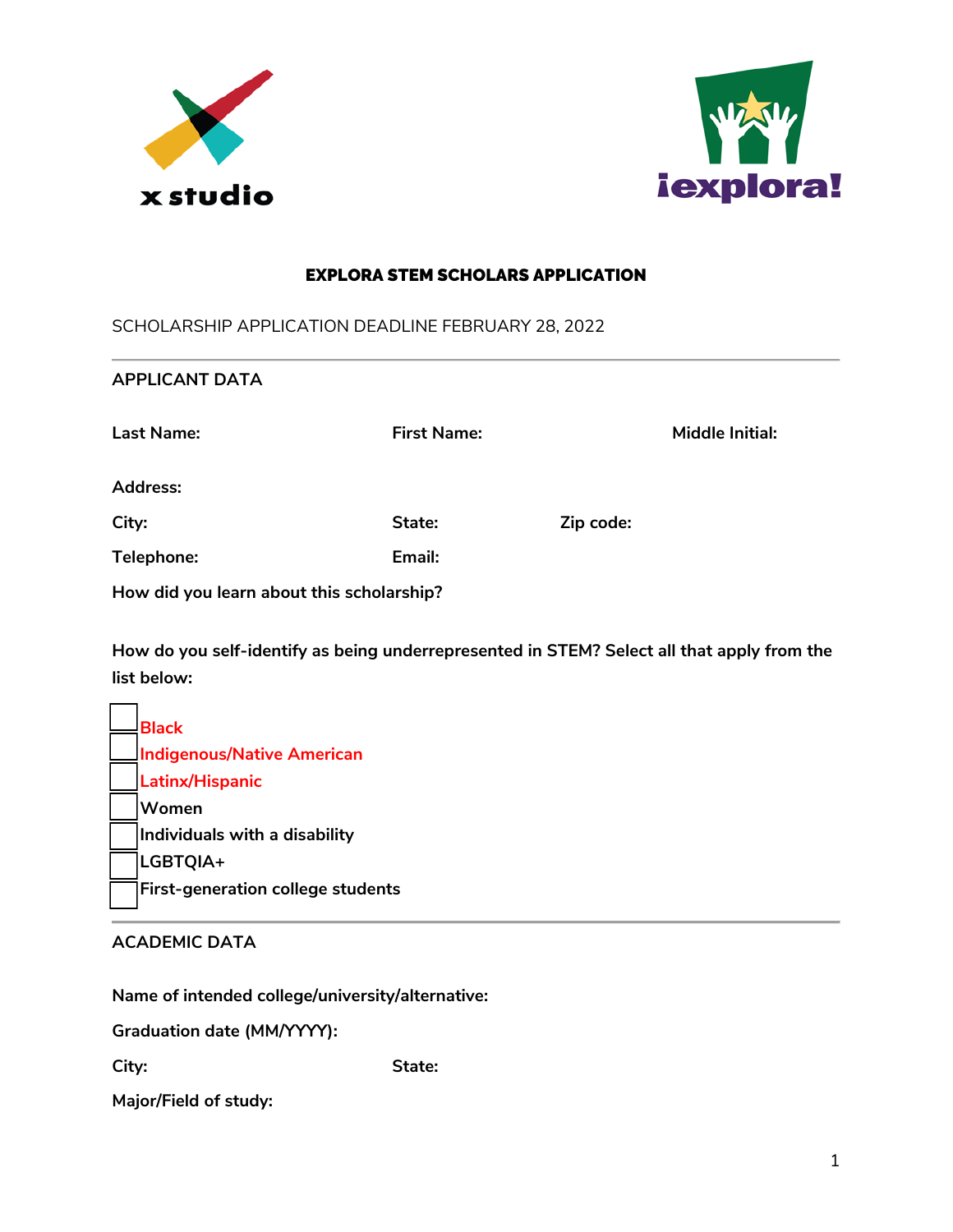x studio

¡explora!

# EXPLORA STEM SCHOLARS APPLICATION

SCHOLARSHIP APPLICATION DEADLINE FEBRUARY 28, 2022

---

## APPLICANT DATA

**Last Name:** **First Name:** **Middle Initial:**

**Address:**

**City:** **State:** **Zip code:**

**Telephone:** **Email:**

**How did you learn about this scholarship?**

**How do you self-identify as being underrepresented in STEM? Select all that apply from the list below:**

- ☐ **Black**
- ☐ **Indigenous/Native American**
- ☐ **Latinx/Hispanic**
- ☐ **Women**
- ☐ **Individuals with a disability**
- ☐ **LGBTQIA+**
- ☐ **First-generation college students**

---

## ACADEMIC DATA

**Name of intended college/university/alternative:**

**Graduation date (MM/YYYY):**

**City:** **State:**

**Major/Field of study:**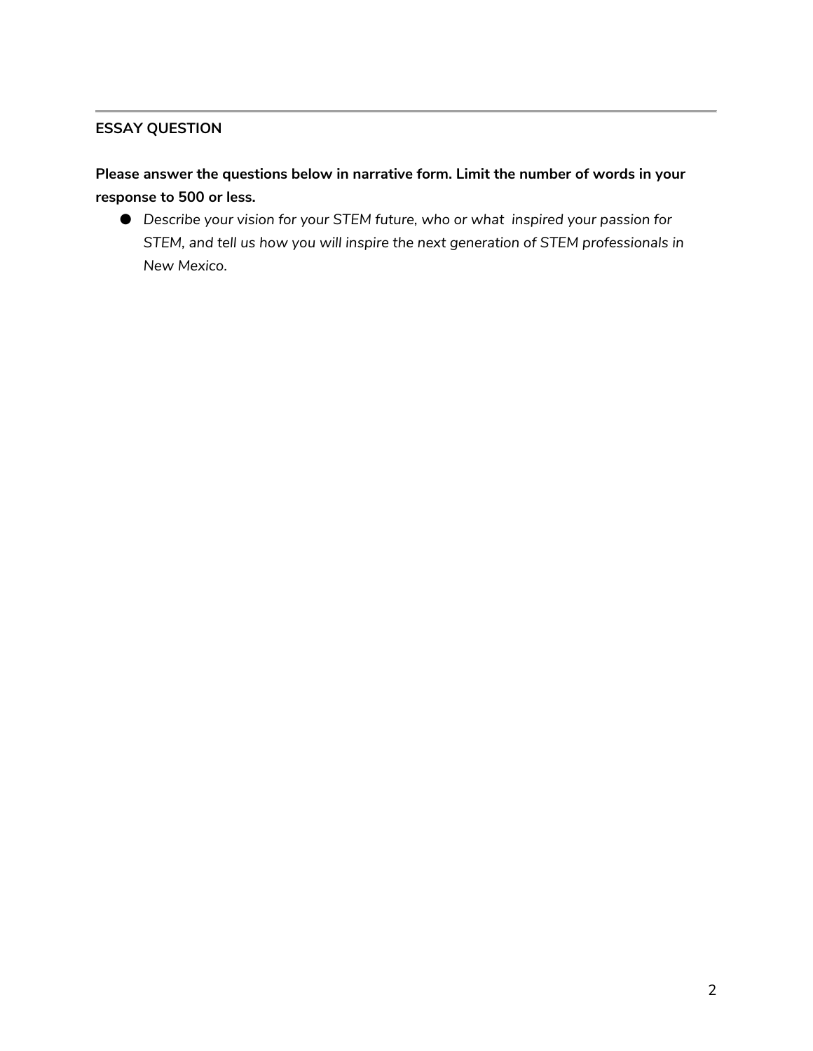---

**ESSAY QUESTION**

**Please answer the questions below in narrative form. Limit the number of words in your response to 500 or less.**

- *Describe your vision for your STEM future, who or what inspired your passion for STEM, and tell us how you will inspire the next generation of STEM professionals in New Mexico.*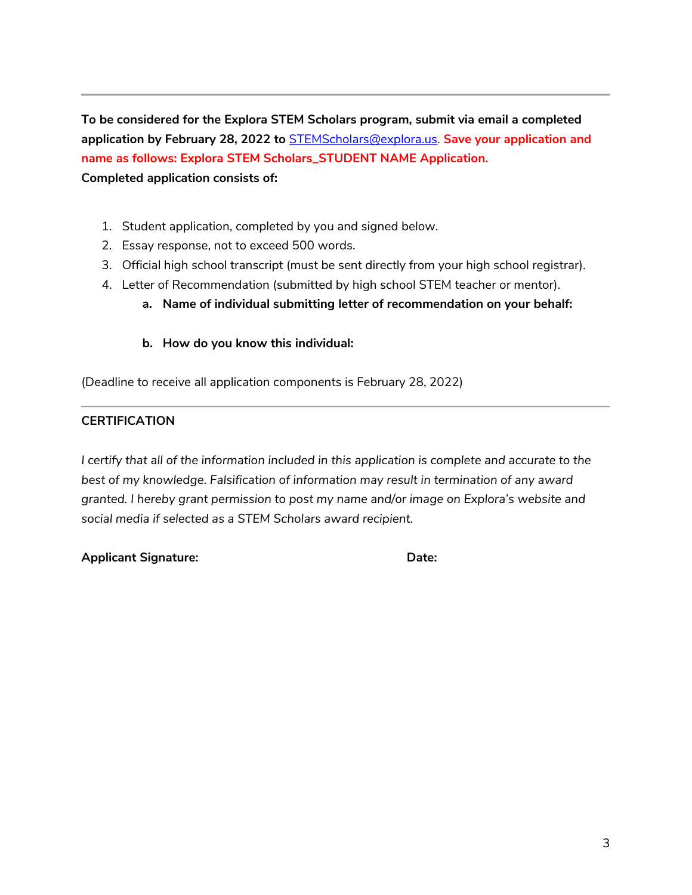---

**To be considered for the Explora STEM Scholars program, submit via email a completed application by February 28, 2022 to [STEMScholars@explora.us](mailto:STEMScholars@explora.us). Save your application and name as follows: Explora STEM Scholars_STUDENT NAME Application.**
**Completed application consists of:**

1. Student application, completed by you and signed below.
2. Essay response, not to exceed 500 words.
3. Official high school transcript (must be sent directly from your high school registrar).
4. Letter of Recommendation (submitted by high school STEM teacher or mentor).
    a. **Name of individual submitting letter of recommendation on your behalf:**

    b. **How do you know this individual:**

(Deadline to receive all application components is February 28, 2022)

---

**CERTIFICATION**

*I certify that all of the information included in this application is complete and accurate to the best of my knowledge. Falsification of information may result in termination of any award granted. I hereby grant permission to post my name and/or image on Explora's website and social media if selected as a STEM Scholars award recipient.*

**Applicant Signature:** **Date:**